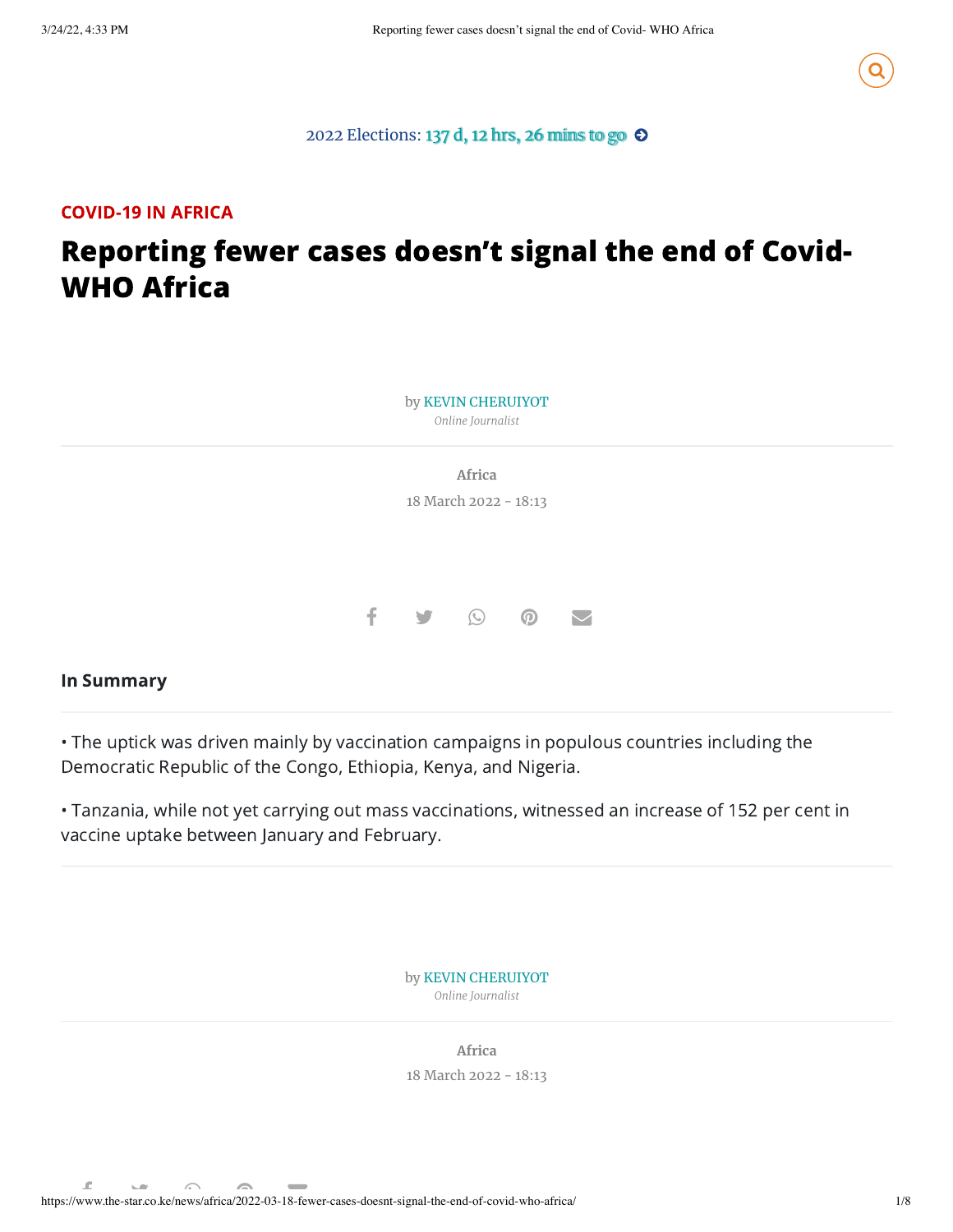2022 Elections: 137 d, 12 hrs, 26 mins to go

COVID-19 IN AFRICA

# Reporting fewer cases doesn't signal the end of Covid-WHO Africa

by KEVIN CHERUIYOT

*Online Journalist*

Africa

18 March 2022 - 18:13

## In Summary

- The uptick was driven mainly by vaccination campaigns in populous countries including the Democratic Republic of the Congo, Ethiopia, Kenya, and Nigeria.
- Tanzania, while not yet carrying out mass vaccinations, witnessed an increase of 152 per cent in vaccine uptake between January and February.

by KEVIN CHERUIYOT

*Online Journalist*

Africa

18 March 2022 - 18:13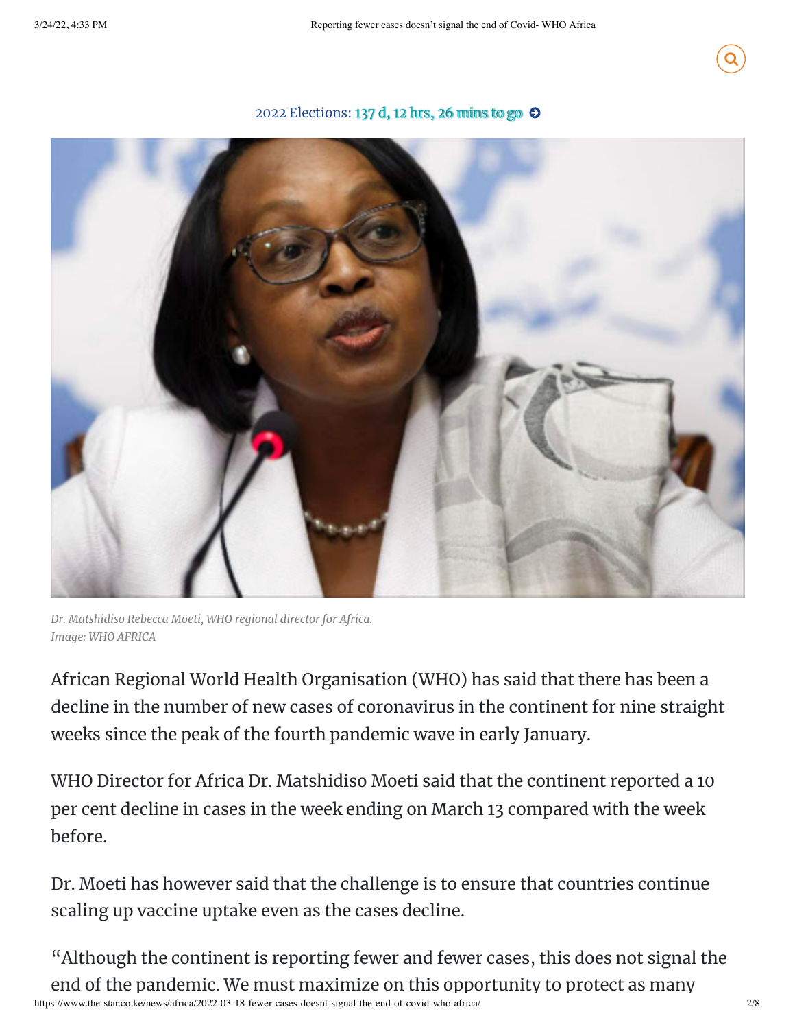2022 Elections: 137 d, 12 hrs, 26 mins to go

*Dr. Matshidiso Rebecca Moeti, WHO regional director for Africa.*
*Image: WHO AFRICA*

African Regional World Health Organisation (WHO) has said that there has been a decline in the number of new cases of coronavirus in the continent for nine straight weeks since the peak of the fourth pandemic wave in early January.

WHO Director for Africa Dr. Matshidiso Moeti said that the continent reported a 10 per cent decline in cases in the week ending on March 13 compared with the week before.

Dr. Moeti has however said that the challenge is to ensure that countries continue scaling up vaccine uptake even as the cases decline.

"Although the continent is reporting fewer and fewer cases, this does not signal the end of the pandemic. We must maximize on this opportunity to protect as many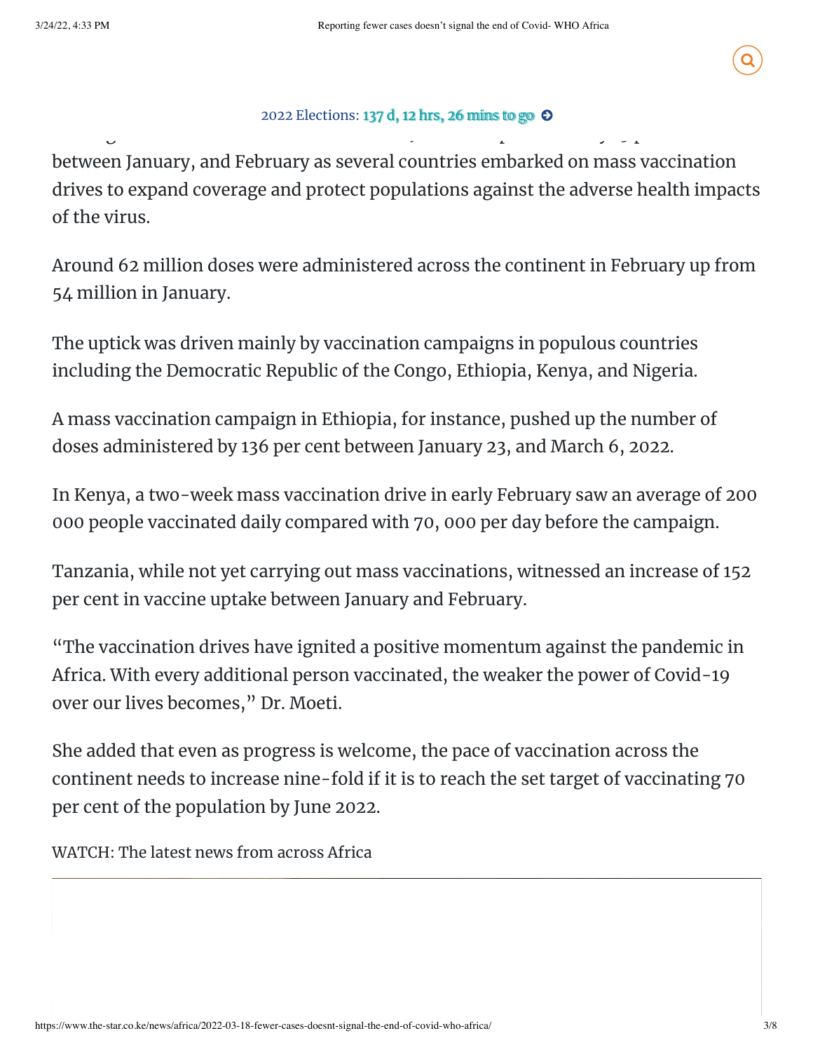between January, and February as several countries embarked on mass vaccination drives to expand coverage and protect populations against the adverse health impacts of the virus.

Around 62 million doses were administered across the continent in February up from 54 million in January.

The uptick was driven mainly by vaccination campaigns in populous countries including the Democratic Republic of the Congo, Ethiopia, Kenya, and Nigeria.

A mass vaccination campaign in Ethiopia, for instance, pushed up the number of doses administered by 136 per cent between January 23, and March 6, 2022.

In Kenya, a two-week mass vaccination drive in early February saw an average of 200 000 people vaccinated daily compared with 70, 000 per day before the campaign.

Tanzania, while not yet carrying out mass vaccinations, witnessed an increase of 152 per cent in vaccine uptake between January and February.

“The vaccination drives have ignited a positive momentum against the pandemic in Africa. With every additional person vaccinated, the weaker the power of Covid-19 over our lives becomes,” Dr. Moeti.

She added that even as progress is welcome, the pace of vaccination across the continent needs to increase nine-fold if it is to reach the set target of vaccinating 70 per cent of the population by June 2022.

WATCH: The latest news from across Africa